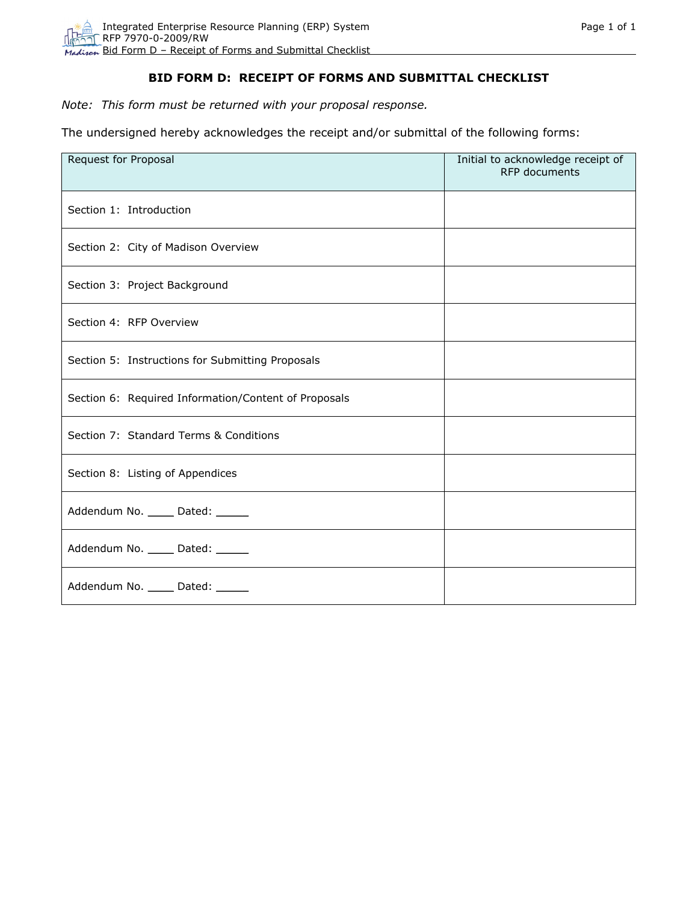# BID FORM D: RECEIPT OF FORMS AND SUBMITTAL CHECKLIST

*Note: This form must be returned with your proposal response.*

The undersigned hereby acknowledges the receipt and/or submittal of the following forms:

| Request for Proposal | Initial to acknowledge receipt of RFP documents |
|---|---|
| Section 1: Introduction | |
| Section 2: City of Madison Overview | |
| Section 3: Project Background | |
| Section 4: RFP Overview | |
| Section 5: Instructions for Submitting Proposals | |
| Section 6: Required Information/Content of Proposals | |
| Section 7: Standard Terms & Conditions | |
| Section 8: Listing of Appendices | |
| Addendum No. ____ Dated: _____ | |
| Addendum No. ____ Dated: _____ | |
| Addendum No. ____ Dated: _____ | |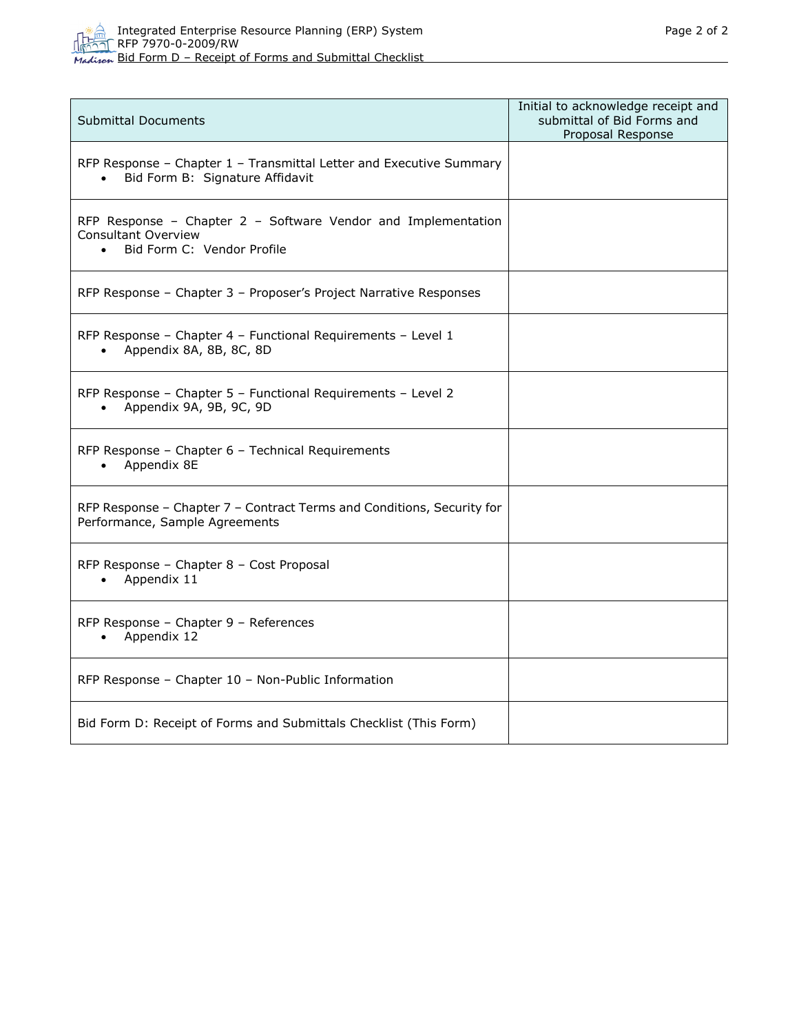| Submittal Documents | Initial to acknowledge receipt and submittal of Bid Forms and Proposal Response |
|---|---|
| RFP Response – Chapter 1 – Transmittal Letter and Executive Summary<br>• Bid Form B: Signature Affidavit | |
| RFP Response – Chapter 2 – Software Vendor and Implementation Consultant Overview<br>• Bid Form C: Vendor Profile | |
| RFP Response – Chapter 3 – Proposer's Project Narrative Responses | |
| RFP Response – Chapter 4 – Functional Requirements – Level 1<br>• Appendix 8A, 8B, 8C, 8D | |
| RFP Response – Chapter 5 – Functional Requirements – Level 2<br>• Appendix 9A, 9B, 9C, 9D | |
| RFP Response – Chapter 6 – Technical Requirements<br>• Appendix 8E | |
| RFP Response – Chapter 7 – Contract Terms and Conditions, Security for Performance, Sample Agreements | |
| RFP Response – Chapter 8 – Cost Proposal<br>• Appendix 11 | |
| RFP Response – Chapter 9 – References<br>• Appendix 12 | |
| RFP Response – Chapter 10 – Non-Public Information | |
| Bid Form D: Receipt of Forms and Submittals Checklist (This Form) | |